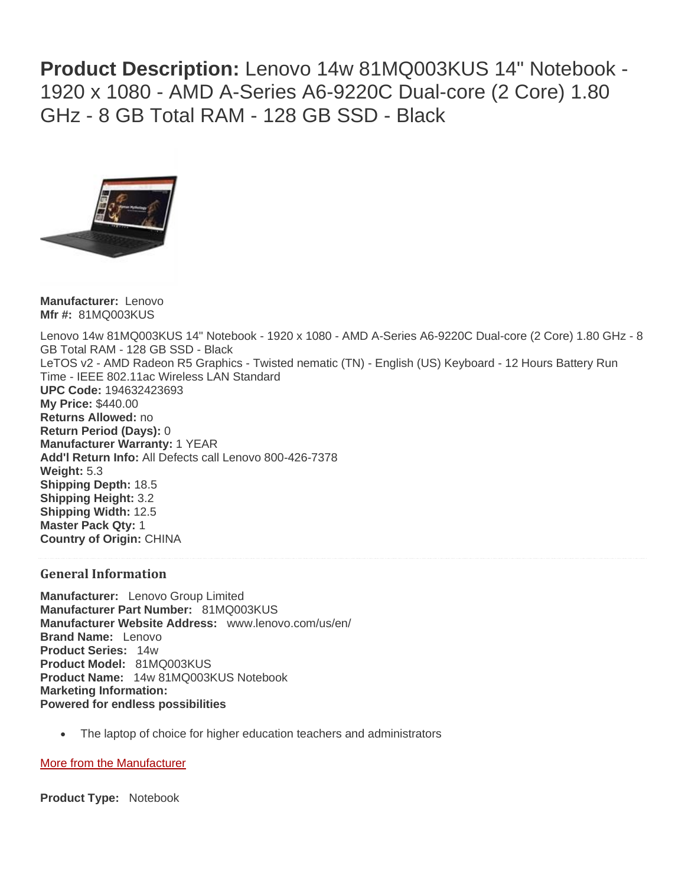# **Product Description:** Lenovo 14w 81MQ003KUS 14" Notebook - 1920 x 1080 - AMD A-Series A6-9220C Dual-core (2 Core) 1.80 GHz - 8 GB Total RAM - 128 GB SSD - Black

**Manufacturer:** Lenovo
**Mfr #:** 81MQ003KUS

Lenovo 14w 81MQ003KUS 14" Notebook - 1920 x 1080 - AMD A-Series A6-9220C Dual-core (2 Core) 1.80 GHz - 8 GB Total RAM - 128 GB SSD - Black
LeTOS v2 - AMD Radeon R5 Graphics - Twisted nematic (TN) - English (US) Keyboard - 12 Hours Battery Run Time - IEEE 802.11ac Wireless LAN Standard
**UPC Code:** 194632423693
**My Price:** $440.00
**Returns Allowed:** no
**Return Period (Days):** 0
**Manufacturer Warranty:** 1 YEAR
**Add'l Return Info:** All Defects call Lenovo 800-426-7378
**Weight:** 5.3
**Shipping Depth:** 18.5
**Shipping Height:** 3.2
**Shipping Width:** 12.5
**Master Pack Qty:** 1
**Country of Origin:** CHINA

## General Information

**Manufacturer:** Lenovo Group Limited
**Manufacturer Part Number:** 81MQ003KUS
**Manufacturer Website Address:** www.lenovo.com/us/en/
**Brand Name:** Lenovo
**Product Series:** 14w
**Product Model:** 81MQ003KUS
**Product Name:** 14w 81MQ003KUS Notebook
**Marketing Information:**
**Powered for endless possibilities**

- The laptop of choice for higher education teachers and administrators

More from the Manufacturer

**Product Type:** Notebook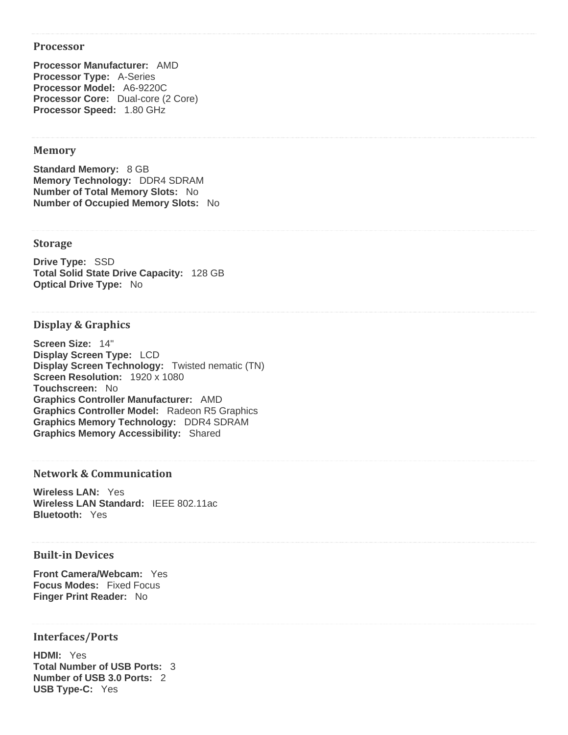### Processor

**Processor Manufacturer:** AMD
**Processor Type:** A-Series
**Processor Model:** A6-9220C
**Processor Core:** Dual-core (2 Core)
**Processor Speed:** 1.80 GHz

### Memory

**Standard Memory:** 8 GB
**Memory Technology:** DDR4 SDRAM
**Number of Total Memory Slots:** No
**Number of Occupied Memory Slots:** No

### Storage

**Drive Type:** SSD
**Total Solid State Drive Capacity:** 128 GB
**Optical Drive Type:** No

### Display & Graphics

**Screen Size:** 14"
**Display Screen Type:** LCD
**Display Screen Technology:** Twisted nematic (TN)
**Screen Resolution:** 1920 x 1080
**Touchscreen:** No
**Graphics Controller Manufacturer:** AMD
**Graphics Controller Model:** Radeon R5 Graphics
**Graphics Memory Technology:** DDR4 SDRAM
**Graphics Memory Accessibility:** Shared

### Network & Communication

**Wireless LAN:** Yes
**Wireless LAN Standard:** IEEE 802.11ac
**Bluetooth:** Yes

### Built-in Devices

**Front Camera/Webcam:** Yes
**Focus Modes:** Fixed Focus
**Finger Print Reader:** No

### Interfaces/Ports

**HDMI:** Yes
**Total Number of USB Ports:** 3
**Number of USB 3.0 Ports:** 2
**USB Type-C:** Yes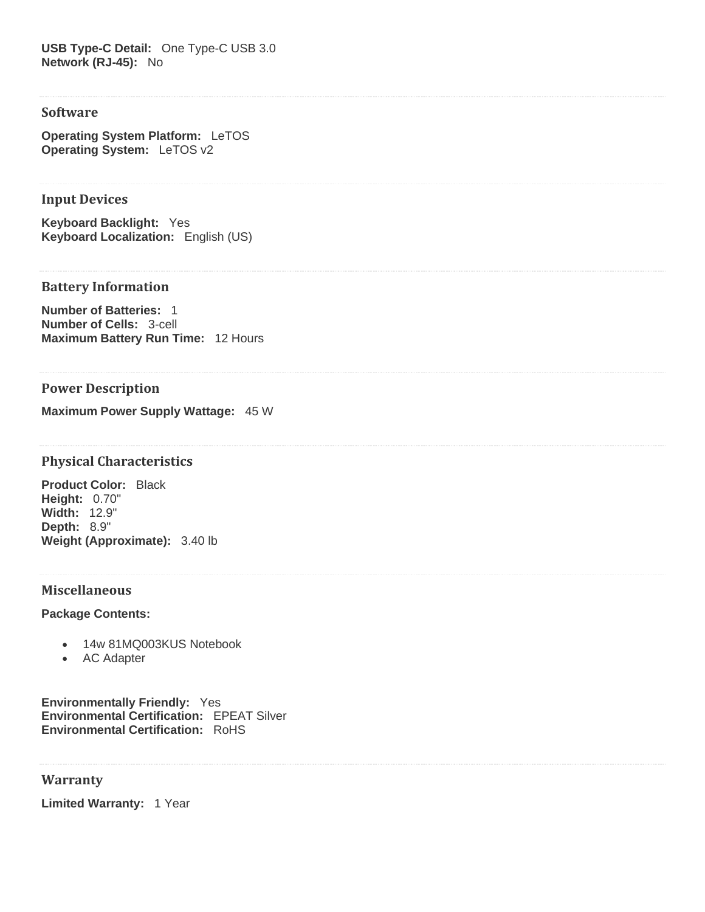**USB Type-C Detail:** One Type-C USB 3.0
**Network (RJ-45):** No

### Software

**Operating System Platform:** LeTOS
**Operating System:** LeTOS v2

### Input Devices

**Keyboard Backlight:** Yes
**Keyboard Localization:** English (US)

### Battery Information

**Number of Batteries:** 1
**Number of Cells:** 3-cell
**Maximum Battery Run Time:** 12 Hours

### Power Description

**Maximum Power Supply Wattage:** 45 W

### Physical Characteristics

**Product Color:** Black
**Height:** 0.70"
**Width:** 12.9"
**Depth:** 8.9"
**Weight (Approximate):** 3.40 lb

### Miscellaneous

**Package Contents:**

- 14w 81MQ003KUS Notebook
- AC Adapter

**Environmentally Friendly:** Yes
**Environmental Certification:** EPEAT Silver
**Environmental Certification:** RoHS

### Warranty

**Limited Warranty:** 1 Year